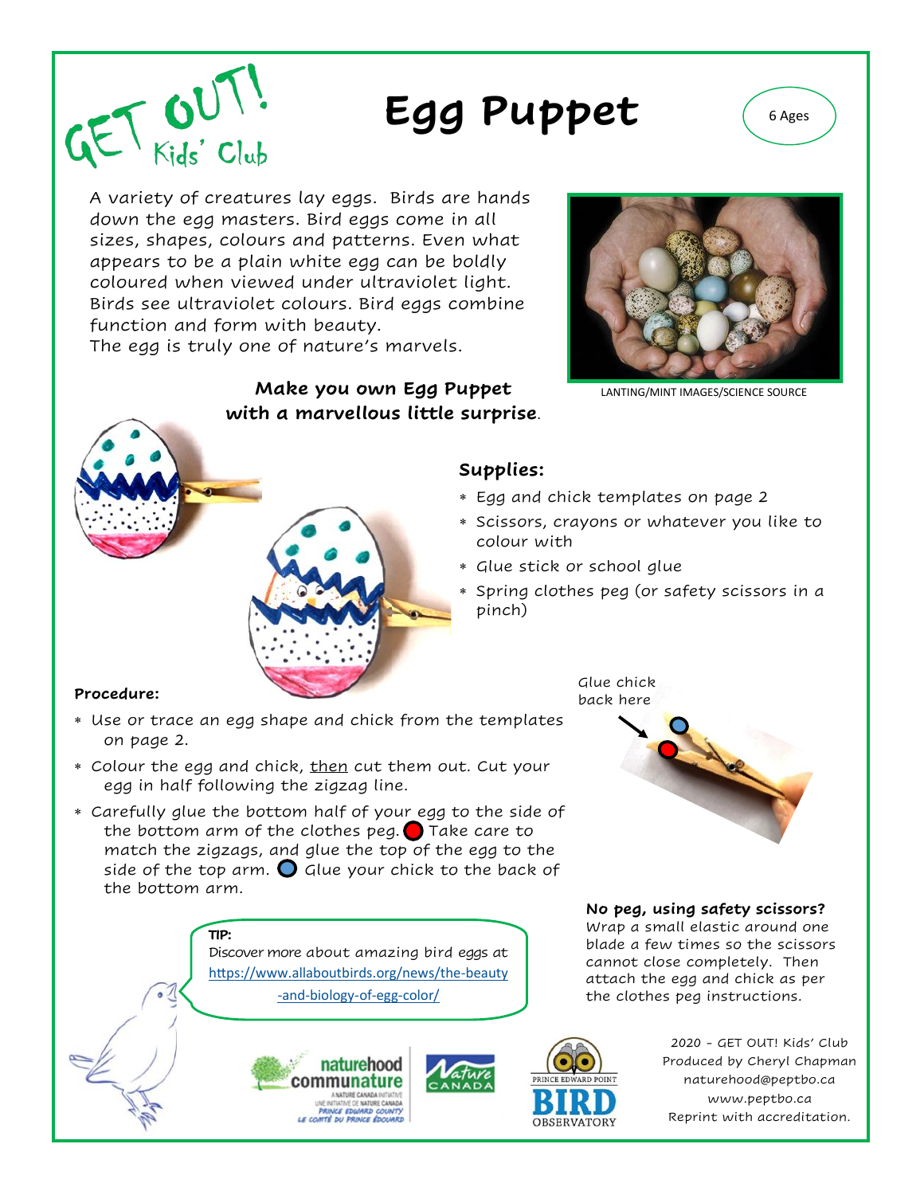GET OUT! Kids' Club

# Egg Puppet

6 Ages

A variety of creatures lay eggs. Birds are hands down the egg masters. Bird eggs come in all sizes, shapes, colours and patterns. Even what appears to be a plain white egg can be boldly coloured when viewed under ultraviolet light. Birds see ultraviolet colours. Bird eggs combine function and form with beauty.
The egg is truly one of nature's marvels.

LANTING/MINT IMAGES/SCIENCE SOURCE

**Make you own Egg Puppet with a marvellous little surprise**.

## Supplies:

- Egg and chick templates on page 2
- Scissors, crayons or whatever you like to colour with
- Glue stick or school glue
- Spring clothes peg (or safety scissors in a pinch)

### Procedure:

- Use or trace an egg shape and chick from the templates on page 2.
- Colour the egg and chick, then cut them out. Cut your egg in half following the zigzag line.
- Carefully glue the bottom half of your egg to the side of the bottom arm of the clothes peg. 🔴 Take care to match the zigzags, and glue the top of the egg to the side of the top arm. 🔵 Glue your chick to the back of the bottom arm.

Glue chick back here

**No peg, using safety scissors?**
Wrap a small elastic around one blade a few times so the scissors cannot close completely. Then attach the egg and chick as per the clothes peg instructions.

**TIP:**
Discover more about amazing bird eggs at https://www.allaboutbirds.org/news/the-beauty-and-biology-of-egg-color/

naturehood communature — A NATURE CANADA INITIATIVE / UNE INITIATIVE DE NATURE CANADA — PRINCE EDWARD COUNTY / LE COMTÉ DU PRINCE ÉDOUARD

Nature Canada

Prince Edward Point Bird Observatory

2020 - GET OUT! Kids' Club
Produced by Cheryl Chapman
naturehood@peptbo.ca
www.peptbo.ca
Reprint with accreditation.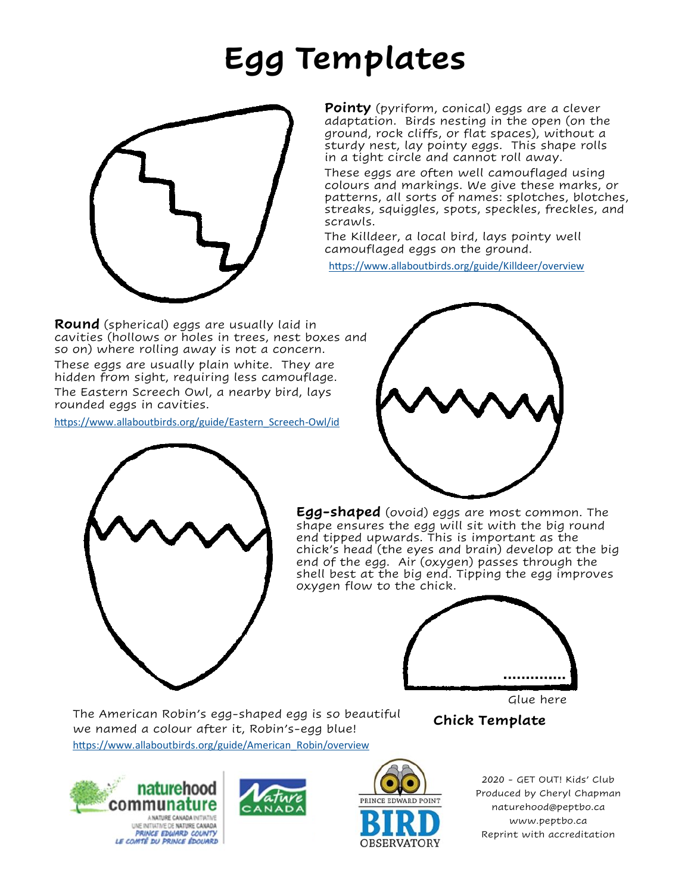# Egg Templates

**Pointy** (pyriform, conical) eggs are a clever adaptation. Birds nesting in the open (on the ground, rock cliffs, or flat spaces), without a sturdy nest, lay pointy eggs. This shape rolls in a tight circle and cannot roll away.

These eggs are often well camouflaged using colours and markings. We give these marks, or patterns, all sorts of names: splotches, blotches, streaks, squiggles, spots, speckles, freckles, and scrawls.

The Killdeer, a local bird, lays pointy well camouflaged eggs on the ground.

https://www.allaboutbirds.org/guide/Killdeer/overview

**Round** (spherical) eggs are usually laid in cavities (hollows or holes in trees, nest boxes and so on) where rolling away is not a concern.

These eggs are usually plain white. They are hidden from sight, requiring less camouflage.

The Eastern Screech Owl, a nearby bird, lays rounded eggs in cavities.

https://www.allaboutbirds.org/guide/Eastern_Screech-Owl/id

**Egg-shaped** (ovoid) eggs are most common. The shape ensures the egg will sit with the big round end tipped upwards. This is important as the chick's head (the eyes and brain) develop at the big end of the egg. Air (oxygen) passes through the shell best at the big end. Tipping the egg improves oxygen flow to the chick.

Glue here

**Chick Template**

The American Robin's egg-shaped egg is so beautiful we named a colour after it, Robin's-egg blue!

https://www.allaboutbirds.org/guide/American_Robin/overview

naturehood communature
A NATURE CANADA INITIATIVE
UNE INITIATIVE DE NATURE CANADA
PRINCE EDWARD COUNTY
LE COMTÉ DU PRINCE ÉDOUARD

Nature Canada

PRINCE EDWARD POINT BIRD OBSERVATORY

2020 - GET OUT! Kids' Club
Produced by Cheryl Chapman
naturehood@peptbo.ca
www.peptbo.ca
Reprint with accreditation